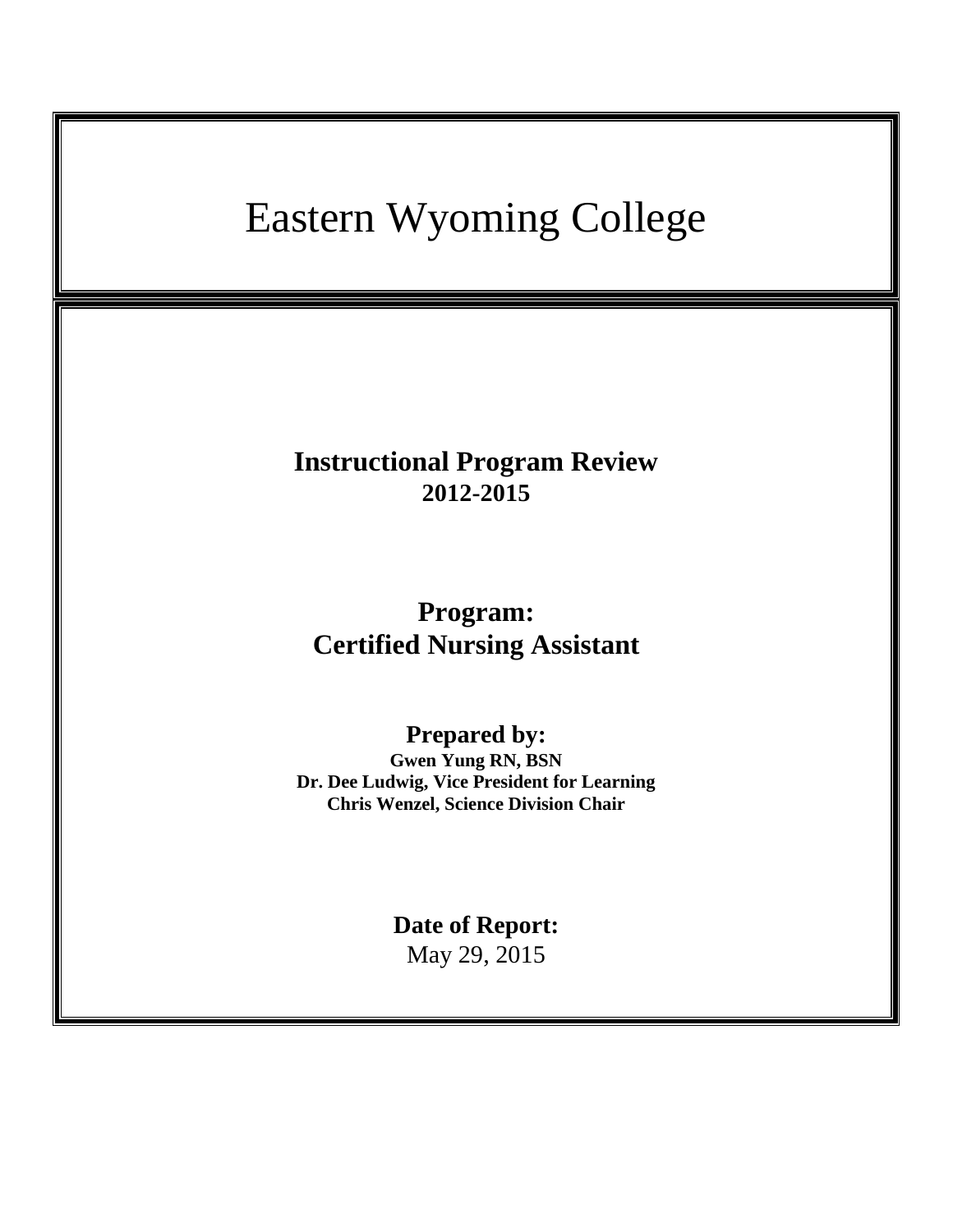# Eastern Wyoming College

## Instructional Program Review
**2012-2015**

## Program:
## Certified Nursing Assistant

### Prepared by:
**Gwen Yung RN, BSN**
**Dr. Dee Ludwig, Vice President for Learning**
**Chris Wenzel, Science Division Chair**

### Date of Report:
May 29, 2015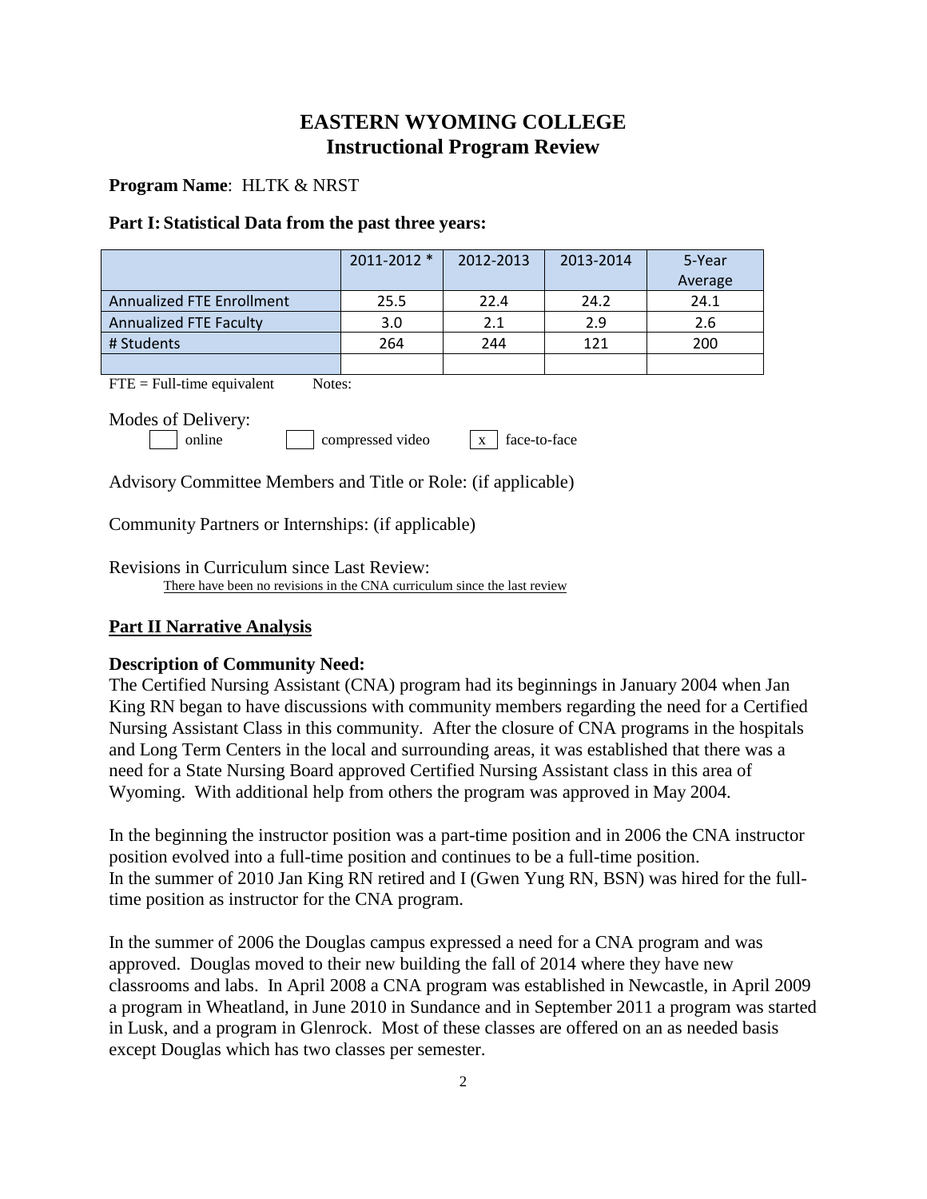# EASTERN WYOMING COLLEGE
## Instructional Program Review

**Program Name**: HLTK & NRST

### Part I: Statistical Data from the past three years:

| | 2011-2012 * | 2012-2013 | 2013-2014 | 5-Year Average |
|---|---|---|---|---|
| Annualized FTE Enrollment | 25.5 | 22.4 | 24.2 | 24.1 |
| Annualized FTE Faculty | 3.0 | 2.1 | 2.9 | 2.6 |
| # Students | 264 | 244 | 121 | 200 |
| | | | | |

FTE = Full-time equivalent Notes:

Modes of Delivery:

[ ] online [ ] compressed video [x] face-to-face

Advisory Committee Members and Title or Role: (if applicable)

Community Partners or Internships: (if applicable)

Revisions in Curriculum since Last Review:

There have been no revisions in the CNA curriculum since the last review

### Part II Narrative Analysis

**Description of Community Need:**

The Certified Nursing Assistant (CNA) program had its beginnings in January 2004 when Jan King RN began to have discussions with community members regarding the need for a Certified Nursing Assistant Class in this community. After the closure of CNA programs in the hospitals and Long Term Centers in the local and surrounding areas, it was established that there was a need for a State Nursing Board approved Certified Nursing Assistant class in this area of Wyoming. With additional help from others the program was approved in May 2004.

In the beginning the instructor position was a part-time position and in 2006 the CNA instructor position evolved into a full-time position and continues to be a full-time position. In the summer of 2010 Jan King RN retired and I (Gwen Yung RN, BSN) was hired for the full-time position as instructor for the CNA program.

In the summer of 2006 the Douglas campus expressed a need for a CNA program and was approved. Douglas moved to their new building the fall of 2014 where they have new classrooms and labs. In April 2008 a CNA program was established in Newcastle, in April 2009 a program in Wheatland, in June 2010 in Sundance and in September 2011 a program was started in Lusk, and a program in Glenrock. Most of these classes are offered on an as needed basis except Douglas which has two classes per semester.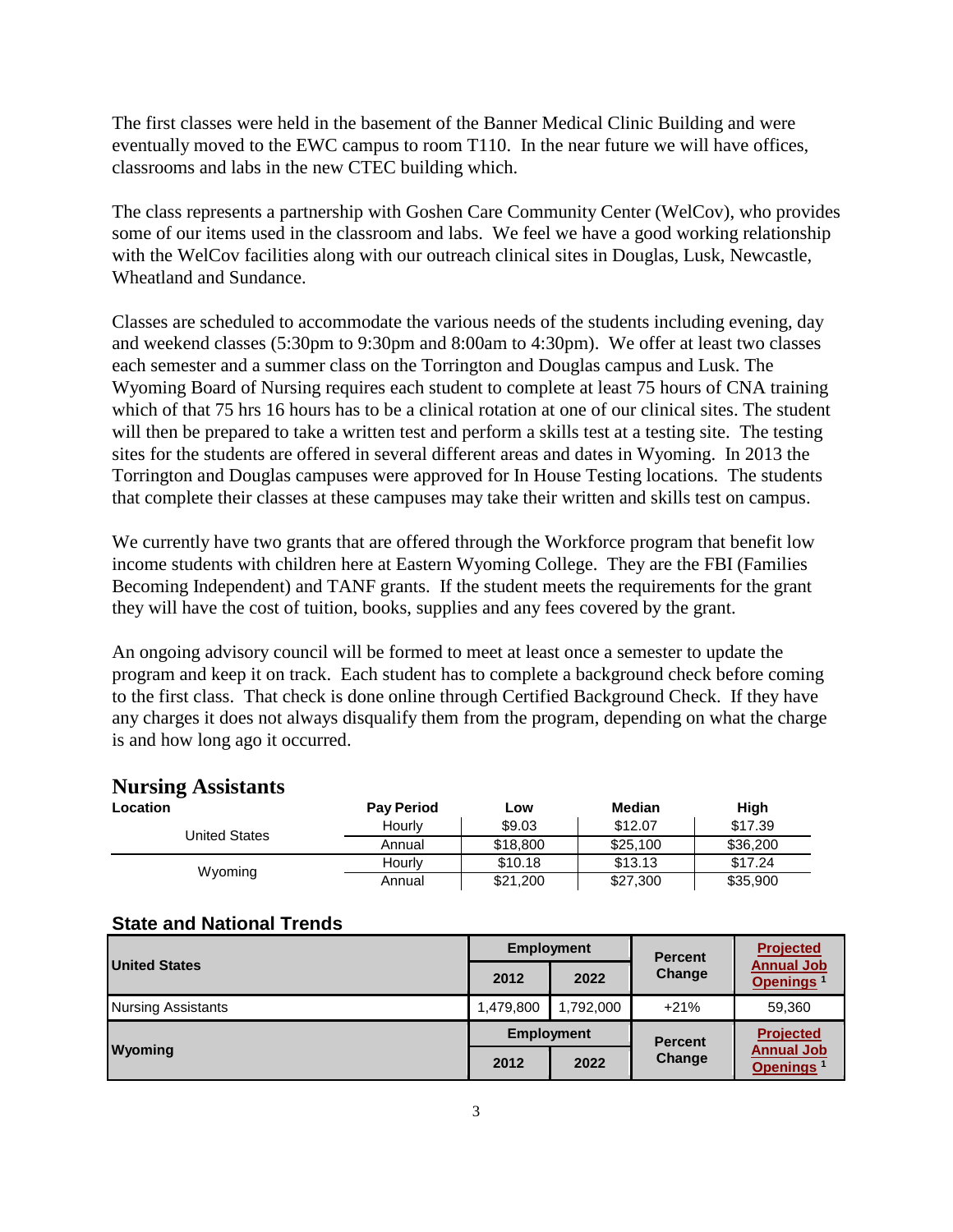The first classes were held in the basement of the Banner Medical Clinic Building and were eventually moved to the EWC campus to room T110. In the near future we will have offices, classrooms and labs in the new CTEC building which.

The class represents a partnership with Goshen Care Community Center (WelCov), who provides some of our items used in the classroom and labs. We feel we have a good working relationship with the WelCov facilities along with our outreach clinical sites in Douglas, Lusk, Newcastle, Wheatland and Sundance.

Classes are scheduled to accommodate the various needs of the students including evening, day and weekend classes (5:30pm to 9:30pm and 8:00am to 4:30pm). We offer at least two classes each semester and a summer class on the Torrington and Douglas campus and Lusk. The Wyoming Board of Nursing requires each student to complete at least 75 hours of CNA training which of that 75 hrs 16 hours has to be a clinical rotation at one of our clinical sites. The student will then be prepared to take a written test and perform a skills test at a testing site. The testing sites for the students are offered in several different areas and dates in Wyoming. In 2013 the Torrington and Douglas campuses were approved for In House Testing locations. The students that complete their classes at these campuses may take their written and skills test on campus.

We currently have two grants that are offered through the Workforce program that benefit low income students with children here at Eastern Wyoming College. They are the FBI (Families Becoming Independent) and TANF grants. If the student meets the requirements for the grant they will have the cost of tuition, books, supplies and any fees covered by the grant.

An ongoing advisory council will be formed to meet at least once a semester to update the program and keep it on track. Each student has to complete a background check before coming to the first class. That check is done online through Certified Background Check. If they have any charges it does not always disqualify them from the program, depending on what the charge is and how long ago it occurred.

## Nursing Assistants

| Location | Pay Period | Low | Median | High |
|---|---|---|---|---|
| United States | Hourly | $9.03 | $12.07 | $17.39 |
| | Annual | $18,800 | $25,100 | $36,200 |
| Wyoming | Hourly | $10.18 | $13.13 | $17.24 |
| | Annual | $21,200 | $27,300 | $35,900 |

### State and National Trends

| United States | Employment | | Percent Change | Projected Annual Job Openings [1] |
|---|---|---|---|---|
| | 2012 | 2022 | | |
| Nursing Assistants | 1,479,800 | 1,792,000 | +21% | 59,360 |
| **Wyoming** | **Employment** | | **Percent Change** | **Projected Annual Job Openings [1]** |
| | **2012** | **2022** | | |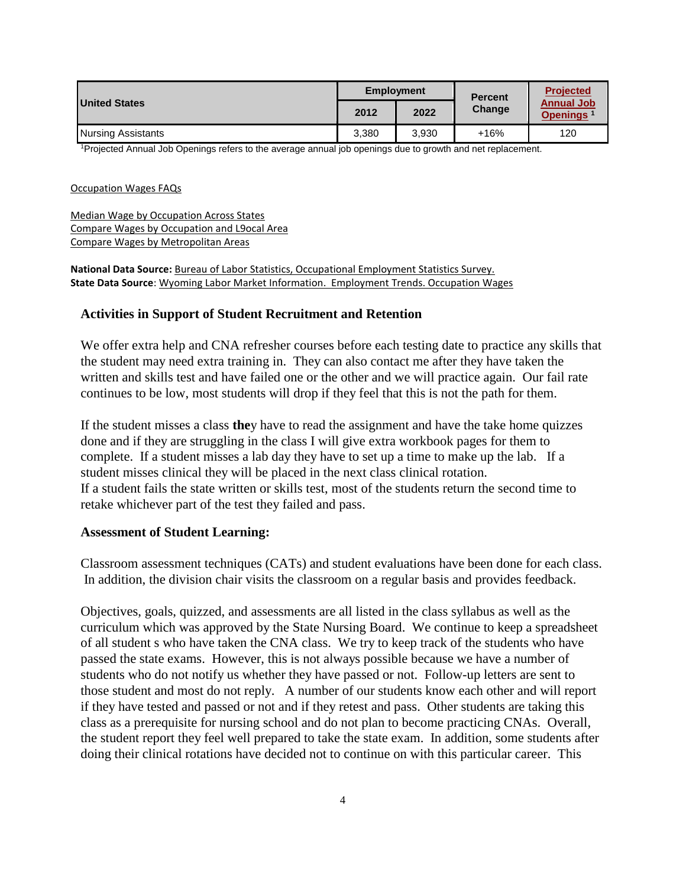| United States | Employment | | Percent Change | Projected Annual Job Openings [1] |
|---|---|---|---|---|
| | 2012 | 2022 | | |
| Nursing Assistants | 3,380 | 3,930 | +16% | 120 |

[1]Projected Annual Job Openings refers to the average annual job openings due to growth and net replacement.

Occupation Wages FAQs

Median Wage by Occupation Across States
Compare Wages by Occupation and L9ocal Area
Compare Wages by Metropolitan Areas

**National Data Source:** Bureau of Labor Statistics, Occupational Employment Statistics Survey.
**State Data Source**: Wyoming Labor Market Information. Employment Trends. Occupation Wages

### Activities in Support of Student Recruitment and Retention

We offer extra help and CNA refresher courses before each testing date to practice any skills that the student may need extra training in. They can also contact me after they have taken the written and skills test and have failed one or the other and we will practice again. Our fail rate continues to be low, most students will drop if they feel that this is not the path for them.

If the student misses a class **the**y have to read the assignment and have the take home quizzes done and if they are struggling in the class I will give extra workbook pages for them to complete. If a student misses a lab day they have to set up a time to make up the lab. If a student misses clinical they will be placed in the next class clinical rotation.
If a student fails the state written or skills test, most of the students return the second time to retake whichever part of the test they failed and pass.

### Assessment of Student Learning:

Classroom assessment techniques (CATs) and student evaluations have been done for each class. In addition, the division chair visits the classroom on a regular basis and provides feedback.

Objectives, goals, quizzed, and assessments are all listed in the class syllabus as well as the curriculum which was approved by the State Nursing Board. We continue to keep a spreadsheet of all student s who have taken the CNA class. We try to keep track of the students who have passed the state exams. However, this is not always possible because we have a number of students who do not notify us whether they have passed or not. Follow-up letters are sent to those student and most do not reply. A number of our students know each other and will report if they have tested and passed or not and if they retest and pass. Other students are taking this class as a prerequisite for nursing school and do not plan to become practicing CNAs. Overall, the student report they feel well prepared to take the state exam. In addition, some students after doing their clinical rotations have decided not to continue on with this particular career. This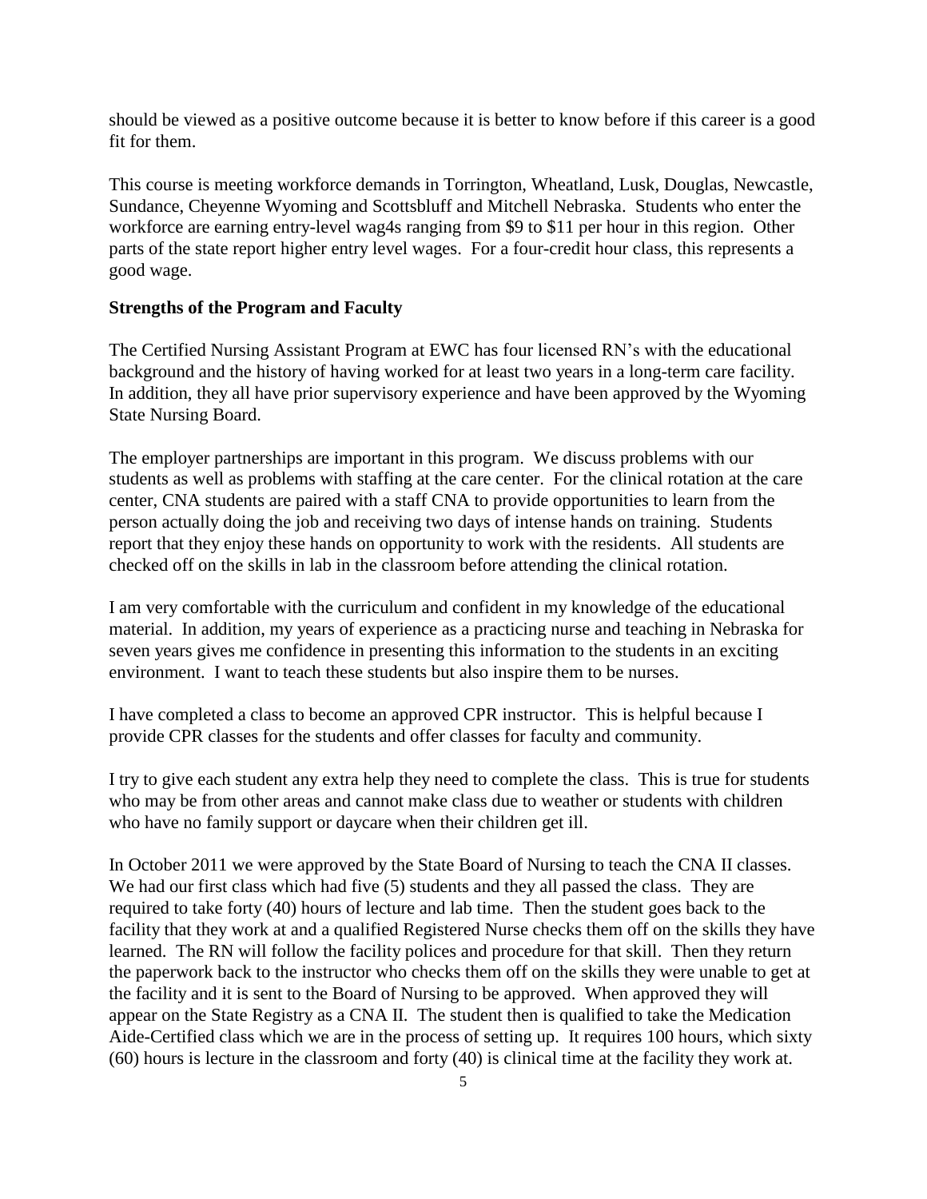should be viewed as a positive outcome because it is better to know before if this career is a good fit for them.

This course is meeting workforce demands in Torrington, Wheatland, Lusk, Douglas, Newcastle, Sundance, Cheyenne Wyoming and Scottsbluff and Mitchell Nebraska. Students who enter the workforce are earning entry-level wag4s ranging from $9 to $11 per hour in this region. Other parts of the state report higher entry level wages. For a four-credit hour class, this represents a good wage.

**Strengths of the Program and Faculty**

The Certified Nursing Assistant Program at EWC has four licensed RN's with the educational background and the history of having worked for at least two years in a long-term care facility. In addition, they all have prior supervisory experience and have been approved by the Wyoming State Nursing Board.

The employer partnerships are important in this program. We discuss problems with our students as well as problems with staffing at the care center. For the clinical rotation at the care center, CNA students are paired with a staff CNA to provide opportunities to learn from the person actually doing the job and receiving two days of intense hands on training. Students report that they enjoy these hands on opportunity to work with the residents. All students are checked off on the skills in lab in the classroom before attending the clinical rotation.

I am very comfortable with the curriculum and confident in my knowledge of the educational material. In addition, my years of experience as a practicing nurse and teaching in Nebraska for seven years gives me confidence in presenting this information to the students in an exciting environment. I want to teach these students but also inspire them to be nurses.

I have completed a class to become an approved CPR instructor. This is helpful because I provide CPR classes for the students and offer classes for faculty and community.

I try to give each student any extra help they need to complete the class. This is true for students who may be from other areas and cannot make class due to weather or students with children who have no family support or daycare when their children get ill.

In October 2011 we were approved by the State Board of Nursing to teach the CNA II classes. We had our first class which had five (5) students and they all passed the class. They are required to take forty (40) hours of lecture and lab time. Then the student goes back to the facility that they work at and a qualified Registered Nurse checks them off on the skills they have learned. The RN will follow the facility polices and procedure for that skill. Then they return the paperwork back to the instructor who checks them off on the skills they were unable to get at the facility and it is sent to the Board of Nursing to be approved. When approved they will appear on the State Registry as a CNA II. The student then is qualified to take the Medication Aide-Certified class which we are in the process of setting up. It requires 100 hours, which sixty (60) hours is lecture in the classroom and forty (40) is clinical time at the facility they work at.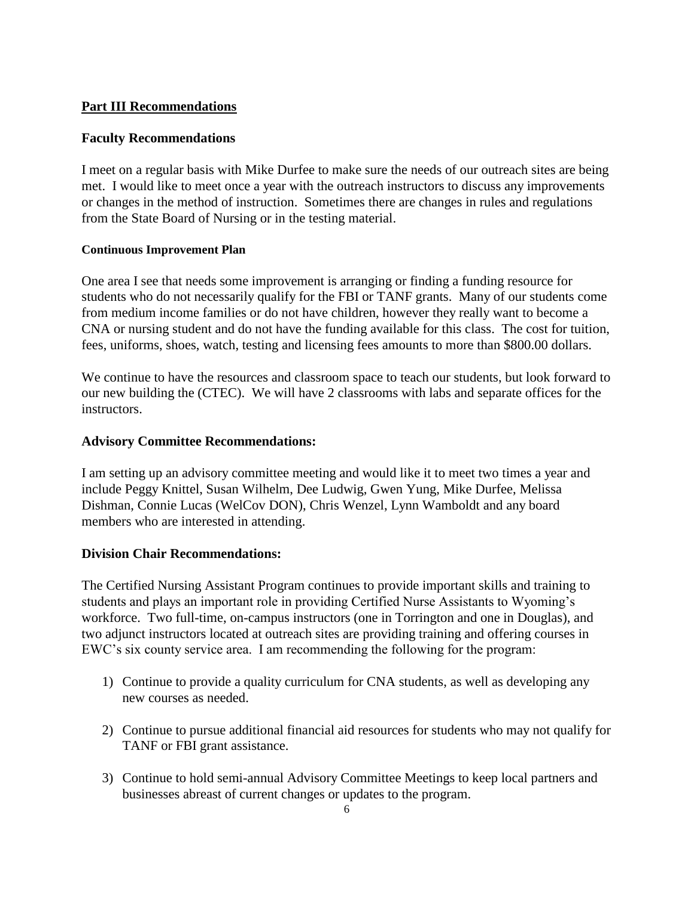## Part III Recommendations

### Faculty Recommendations

I meet on a regular basis with Mike Durfee to make sure the needs of our outreach sites are being met. I would like to meet once a year with the outreach instructors to discuss any improvements or changes in the method of instruction. Sometimes there are changes in rules and regulations from the State Board of Nursing or in the testing material.

#### Continuous Improvement Plan

One area I see that needs some improvement is arranging or finding a funding resource for students who do not necessarily qualify for the FBI or TANF grants. Many of our students come from medium income families or do not have children, however they really want to become a CNA or nursing student and do not have the funding available for this class. The cost for tuition, fees, uniforms, shoes, watch, testing and licensing fees amounts to more than $800.00 dollars.

We continue to have the resources and classroom space to teach our students, but look forward to our new building the (CTEC). We will have 2 classrooms with labs and separate offices for the instructors.

### Advisory Committee Recommendations:

I am setting up an advisory committee meeting and would like it to meet two times a year and include Peggy Knittel, Susan Wilhelm, Dee Ludwig, Gwen Yung, Mike Durfee, Melissa Dishman, Connie Lucas (WelCov DON), Chris Wenzel, Lynn Wamboldt and any board members who are interested in attending.

### Division Chair Recommendations:

The Certified Nursing Assistant Program continues to provide important skills and training to students and plays an important role in providing Certified Nurse Assistants to Wyoming's workforce. Two full-time, on-campus instructors (one in Torrington and one in Douglas), and two adjunct instructors located at outreach sites are providing training and offering courses in EWC's six county service area. I am recommending the following for the program:

1) Continue to provide a quality curriculum for CNA students, as well as developing any new courses as needed.

2) Continue to pursue additional financial aid resources for students who may not qualify for TANF or FBI grant assistance.

3) Continue to hold semi-annual Advisory Committee Meetings to keep local partners and businesses abreast of current changes or updates to the program.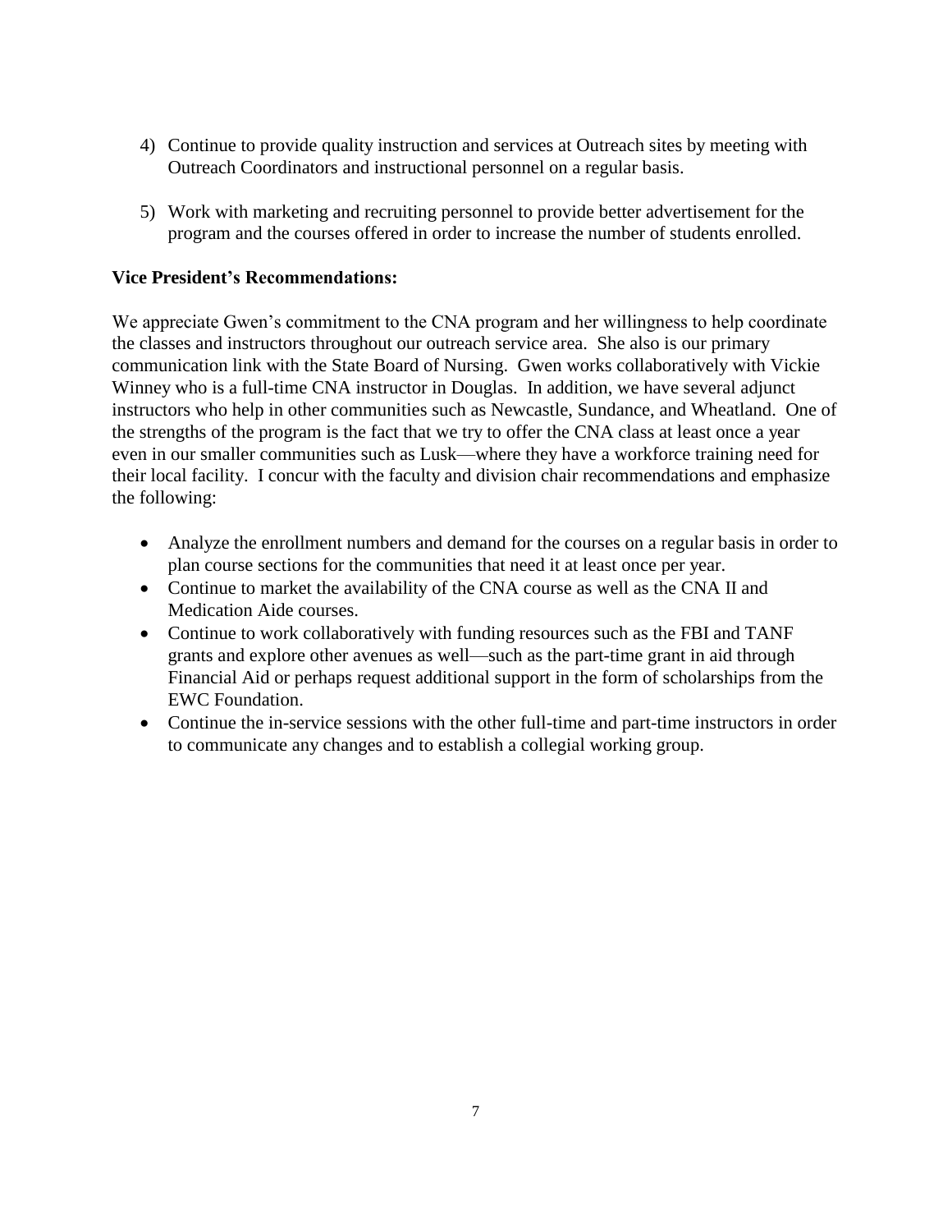4) Continue to provide quality instruction and services at Outreach sites by meeting with Outreach Coordinators and instructional personnel on a regular basis.

5) Work with marketing and recruiting personnel to provide better advertisement for the program and the courses offered in order to increase the number of students enrolled.

**Vice President's Recommendations:**

We appreciate Gwen's commitment to the CNA program and her willingness to help coordinate the classes and instructors throughout our outreach service area. She also is our primary communication link with the State Board of Nursing. Gwen works collaboratively with Vickie Winney who is a full-time CNA instructor in Douglas. In addition, we have several adjunct instructors who help in other communities such as Newcastle, Sundance, and Wheatland. One of the strengths of the program is the fact that we try to offer the CNA class at least once a year even in our smaller communities such as Lusk—where they have a workforce training need for their local facility. I concur with the faculty and division chair recommendations and emphasize the following:

- Analyze the enrollment numbers and demand for the courses on a regular basis in order to plan course sections for the communities that need it at least once per year.
- Continue to market the availability of the CNA course as well as the CNA II and Medication Aide courses.
- Continue to work collaboratively with funding resources such as the FBI and TANF grants and explore other avenues as well—such as the part-time grant in aid through Financial Aid or perhaps request additional support in the form of scholarships from the EWC Foundation.
- Continue the in-service sessions with the other full-time and part-time instructors in order to communicate any changes and to establish a collegial working group.